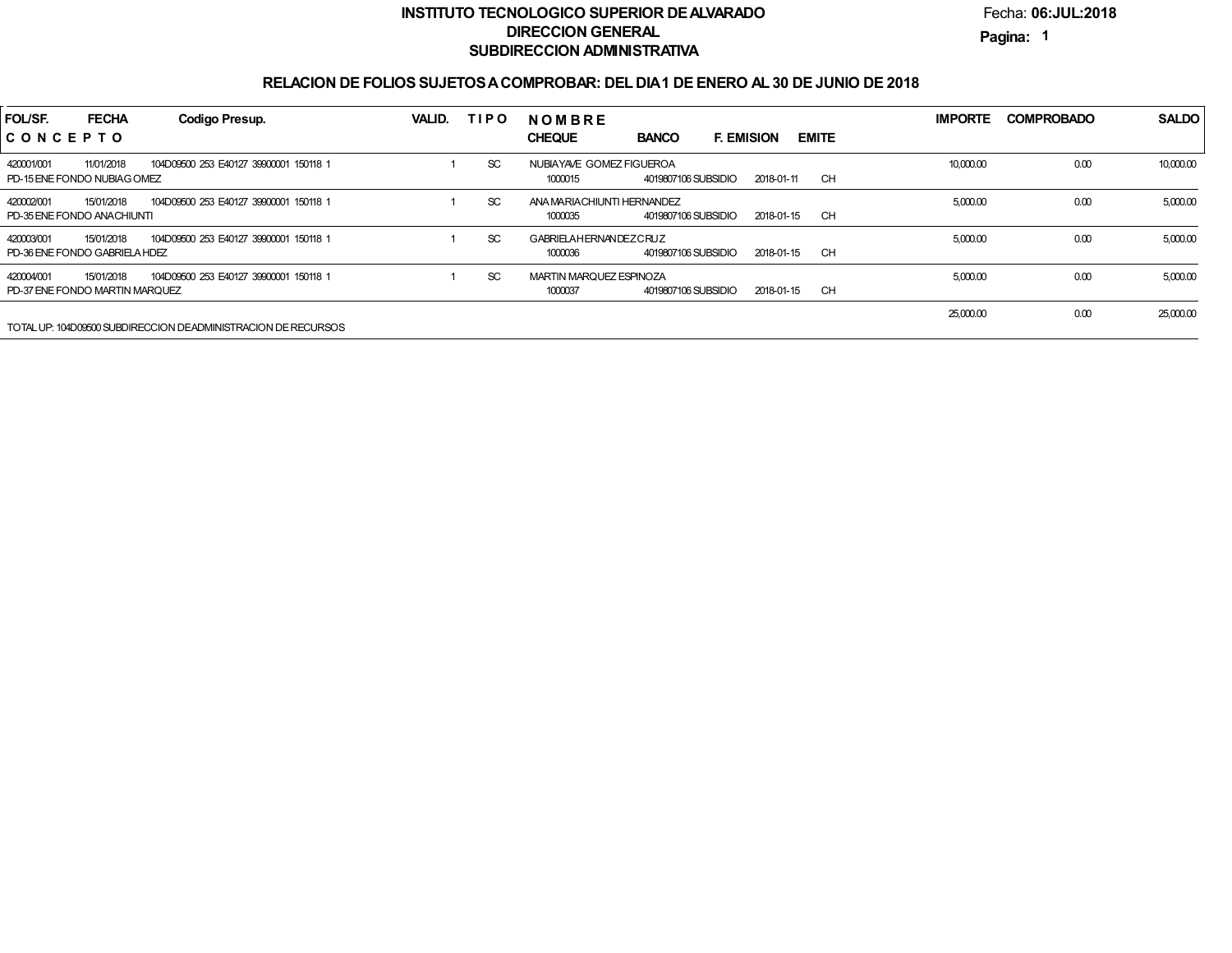**INSTITUTO TECNOLOGICO SUPERIOR DE ALVARADO**
**DIRECCION GENERAL**
**SUBDIRECCION ADMINISTRATIVA**

Fecha: **06:JUL:2018**

**Pagina: 1**

## RELACION DE FOLIOS SUJETOS A COMPROBAR: DEL DIA 1 DE ENERO AL 30 DE JUNIO DE 2018

| FOL/SF. / CONCEPTO | FECHA | Codigo Presup. | VALID. | TIPO | NOMBRE / CHEQUE | BANCO | F. EMISION | EMITE | IMPORTE | COMPROBADO | SALDO |
|---|---|---|---|---|---|---|---|---|---|---|---|
| 420001/001 | 11/01/2018 | 104D09500 253 E40127 39900001 150118 1 | 1 | SC | NUBIAYAVE GOMEZ FIGUEROA | | | | 10,000.00 | 0.00 | 10,000.00 |
| PD-15 ENE FONDO NUBIAGOMEZ | | | | | 1000015 | 4019807106 SUBSIDIO | 2018-01-11 | CH | | | |
| 420002/001 | 15/01/2018 | 104D09500 253 E40127 39900001 150118 1 | 1 | SC | ANA MARIA CHIUNTI HERNANDEZ | | | | 5,000.00 | 0.00 | 5,000.00 |
| PD-35 ENE FONDO ANACHIUNTI | | | | | 1000035 | 4019807106 SUBSIDIO | 2018-01-15 | CH | | | |
| 420003/001 | 15/01/2018 | 104D09500 253 E40127 39900001 150118 1 | 1 | SC | GABRIELA HERNANDEZ CRUZ | | | | 5,000.00 | 0.00 | 5,000.00 |
| PD-36 ENE FONDO GABRIELA HDEZ | | | | | 1000036 | 4019807106 SUBSIDIO | 2018-01-15 | CH | | | |
| 420004/001 | 15/01/2018 | 104D09500 253 E40127 39900001 150118 1 | 1 | SC | MARTIN MARQUEZ ESPINOZA | | | | 5,000.00 | 0.00 | 5,000.00 |
| PD-37 ENE FONDO MARTIN MARQUEZ | | | | | 1000037 | 4019807106 SUBSIDIO | 2018-01-15 | CH | | | |
| | | | | | | | | | 25,000.00 | 0.00 | 25,000.00 |
| TOTAL UP: 104D09500 SUBDIRECCION DEADMINISTRACION DE RECURSOS | | | | | | | | | | | |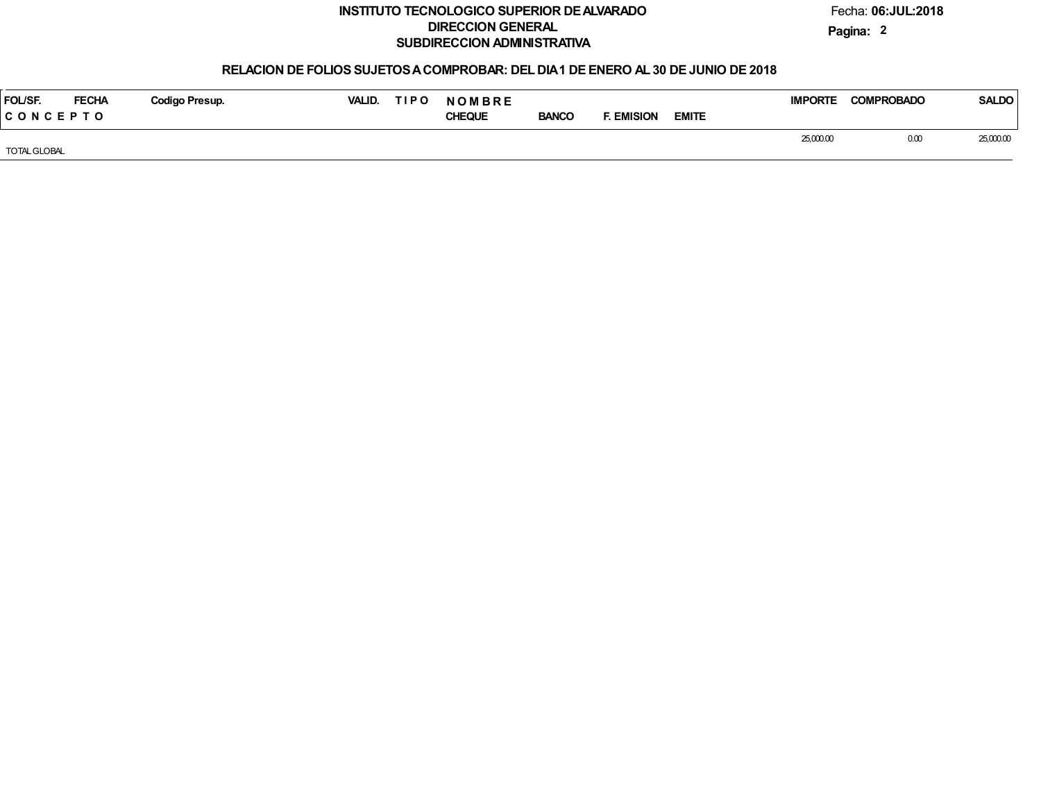**INSTITUTO TECNOLOGICO SUPERIOR DE ALVARADO**
**DIRECCION GENERAL**
**SUBDIRECCION ADMINISTRATIVA**

Fecha: **06:JUL:2018**

## RELACION DE FOLIOS SUJETOS A COMPROBAR: DEL DIA 1 DE ENERO AL 30 DE JUNIO DE 2018

| FOL/SF. / C O N C E P T O | FECHA | Codigo Presup. | VALID. | T I P O | N O M B R E / CHEQUE | BANCO | F. EMISION | EMITE | IMPORTE | COMPROBADO | SALDO |
|---|---|---|---|---|---|---|---|---|---|---|---|
| TOTAL GLOBAL | | | | | | | | | 25,000.00 | 0.00 | 25,000.00 |